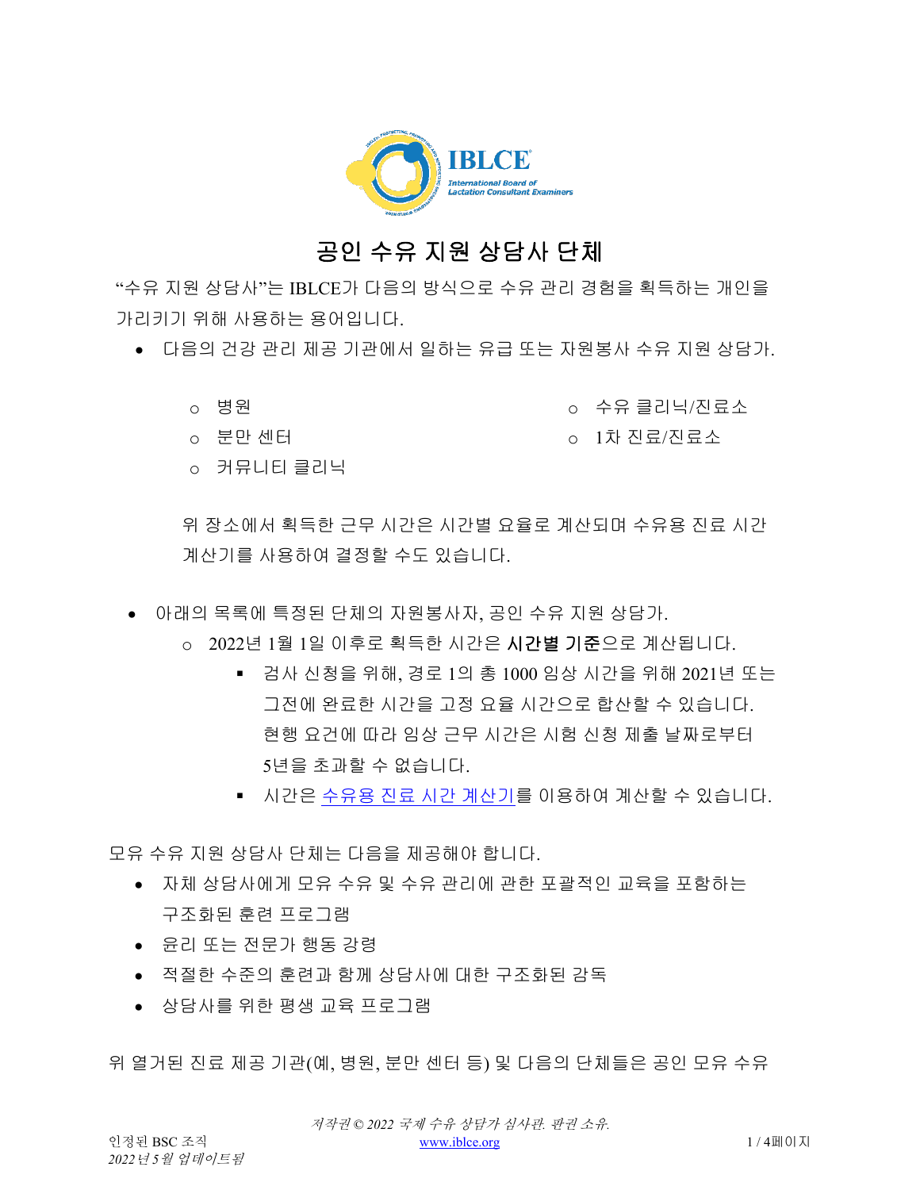# 공인 수유 지원 상담사 단체

"수유 지원 상담사"는 IBLCE가 다음의 방식으로 수유 관리 경험을 획득하는 개인을 가리키기 위해 사용하는 용어입니다.

- 다음의 건강 관리 제공 기관에서 일하는 유급 또는 자원봉사 수유 지원 상담가.
  - 병원
  - 분만 센터
  - 커뮤니티 클리닉
  - 수유 클리닉/진료소
  - 1차 진료/진료소

  위 장소에서 획득한 근무 시간은 시간별 요율로 계산되며 수유용 진료 시간 계산기를 사용하여 결정할 수도 있습니다.

- 아래의 목록에 특정된 단체의 자원봉사자, 공인 수유 지원 상담가.
  - 2022년 1월 1일 이후로 획득한 시간은 **시간별 기준**으로 계산됩니다.
    - 검사 신청을 위해, 경로 1의 총 1000 임상 시간을 위해 2021년 또는 그전에 완료한 시간을 고정 요율 시간으로 합산할 수 있습니다. 현행 요건에 따라 임상 근무 시간은 시험 신청 제출 날짜로부터 5년을 초과할 수 없습니다.
    - 시간은 [수유용 진료 시간 계산기](https://www.iblce.org)를 이용하여 계산할 수 있습니다.

모유 수유 지원 상담사 단체는 다음을 제공해야 합니다.

- 자체 상담사에게 모유 수유 및 수유 관리에 관한 포괄적인 교육을 포함하는 구조화된 훈련 프로그램
- 윤리 또는 전문가 행동 강령
- 적절한 수준의 훈련과 함께 상담사에 대한 구조화된 감독
- 상담사를 위한 평생 교육 프로그램

위 열거된 진료 제공 기관(예, 병원, 분만 센터 등) 및 다음의 단체들은 공인 모유 수유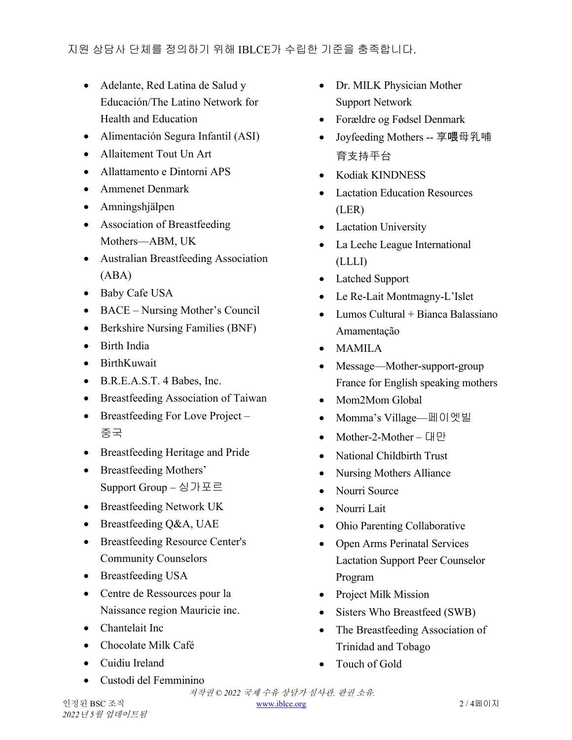지원 상담사 단체를 정의하기 위해 IBLCE가 수립한 기준을 충족합니다.

- Adelante, Red Latina de Salud y Educación/The Latino Network for Health and Education
- Alimentación Segura Infantil (ASI)
- Allaitement Tout Un Art
- Allattamento e Dintorni APS
- Ammenet Denmark
- Amningshjälpen
- Association of Breastfeeding Mothers—ABM, UK
- Australian Breastfeeding Association (ABA)
- Baby Cafe USA
- BACE – Nursing Mother's Council
- Berkshire Nursing Families (BNF)
- Birth India
- BirthKuwait
- B.R.E.A.S.T. 4 Babes, Inc.
- Breastfeeding Association of Taiwan
- Breastfeeding For Love Project – 중국
- Breastfeeding Heritage and Pride
- Breastfeeding Mothers' Support Group – 싱가포르
- Breastfeeding Network UK
- Breastfeeding Q&A, UAE
- Breastfeeding Resource Center's Community Counselors
- Breastfeeding USA
- Centre de Ressources pour la Naissance region Mauricie inc.
- Chantelait Inc
- Chocolate Milk Café
- Cuidiu Ireland
- Custodi del Femminino
- Dr. MILK Physician Mother Support Network
- Forældre og Fødsel Denmark
- Joyfeeding Mothers -- 享喂母乳哺育支持平台
- Kodiak KINDNESS
- Lactation Education Resources (LER)
- Lactation University
- La Leche League International (LLLI)
- Latched Support
- Le Re-Lait Montmagny-L'Islet
- Lumos Cultural + Bianca Balassiano Amamentação
- MAMILA
- Message—Mother-support-group France for English speaking mothers
- Mom2Mom Global
- Momma's Village—페이엣빌
- Mother-2-Mother – 대만
- National Childbirth Trust
- Nursing Mothers Alliance
- Nourri Source
- Nourri Lait
- Ohio Parenting Collaborative
- Open Arms Perinatal Services Lactation Support Peer Counselor Program
- Project Milk Mission
- Sisters Who Breastfeed (SWB)
- The Breastfeeding Association of Trinidad and Tobago
- Touch of Gold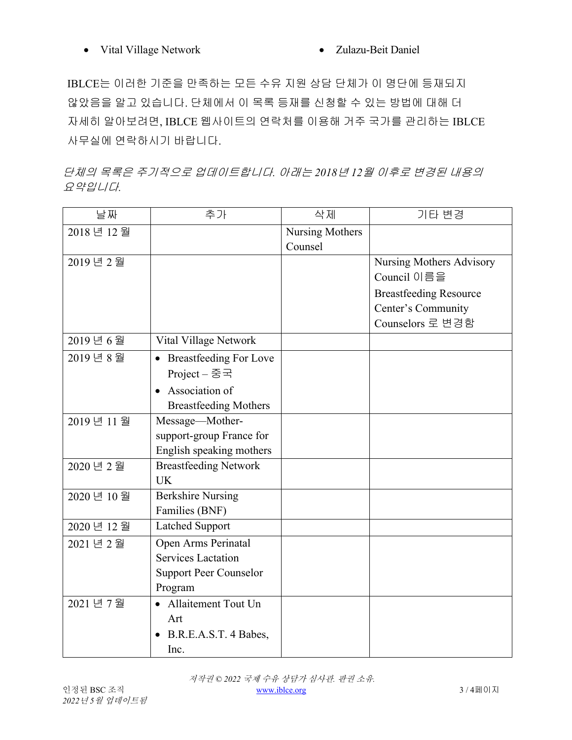- Vital Village Network
- Zulazu-Beit Daniel

IBLCE는 이러한 기준을 만족하는 모든 수유 지원 상담 단체가 이 명단에 등재되지 않았음을 알고 있습니다. 단체에서 이 목록 등재를 신청할 수 있는 방법에 대해 더 자세히 알아보려면, IBLCE 웹사이트의 연락처를 이용해 거주 국가를 관리하는 IBLCE 사무실에 연락하시기 바랍니다.

*단체의 목록은 주기적으로 업데이트합니다. 아래는 2018년 12월 이후로 변경된 내용의 요약입니다.*

| 날짜 | 추가 | 삭제 | 기타 변경 |
|---|---|---|---|
| 2018 년 12 월 | | Nursing Mothers Counsel | |
| 2019 년 2 월 | | | Nursing Mothers Advisory Council 이름을 Breastfeeding Resource Center's Community Counselors 로 변경함 |
| 2019 년 6 월 | Vital Village Network | | |
| 2019 년 8 월 | • Breastfeeding For Love Project – 중국<br>• Association of Breastfeeding Mothers | | |
| 2019 년 11 월 | Message—Mother-support-group France for English speaking mothers | | |
| 2020 년 2 월 | Breastfeeding Network UK | | |
| 2020 년 10 월 | Berkshire Nursing Families (BNF) | | |
| 2020 년 12 월 | Latched Support | | |
| 2021 년 2 월 | Open Arms Perinatal Services Lactation Support Peer Counselor Program | | |
| 2021 년 7 월 | • Allaitement Tout Un Art<br>• B.R.E.A.S.T. 4 Babes, Inc. | | |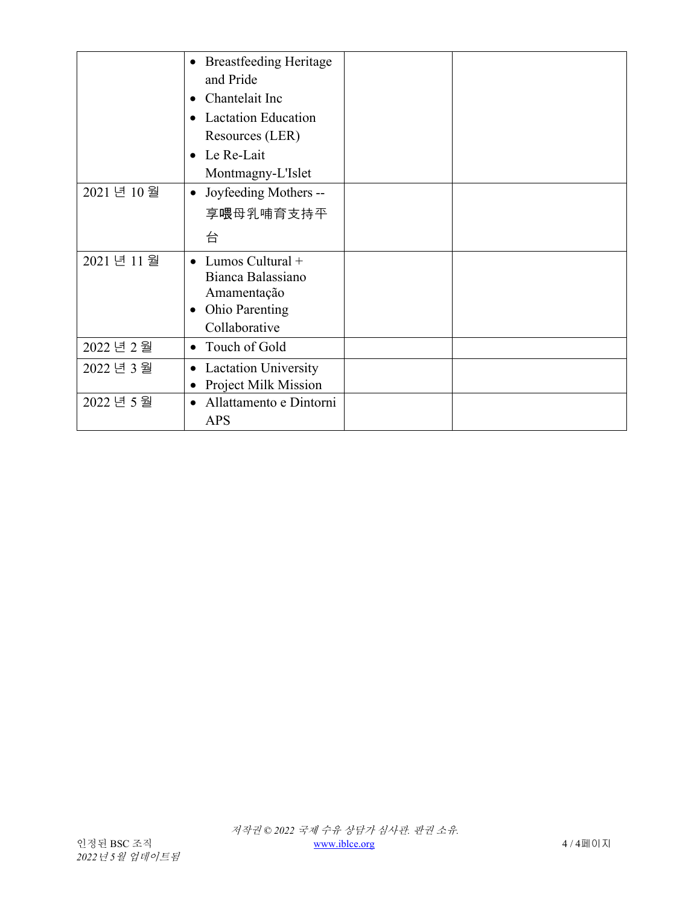| | | | |
|---|---|---|---|
| | • Breastfeeding Heritage and Pride<br>• Chantelait Inc<br>• Lactation Education Resources (LER)<br>• Le Re-Lait Montmagny-L'Islet | | |
| 2021 년 10 월 | • Joyfeeding Mothers -- 享喂母乳哺育支持平台 | | |
| 2021 년 11 월 | • Lumos Cultural + Bianca Balassiano Amamentação<br>• Ohio Parenting Collaborative | | |
| 2022 년 2 월 | • Touch of Gold | | |
| 2022 년 3 월 | • Lactation University<br>• Project Milk Mission | | |
| 2022 년 5 월 | • Allattamento e Dintorni APS | | |